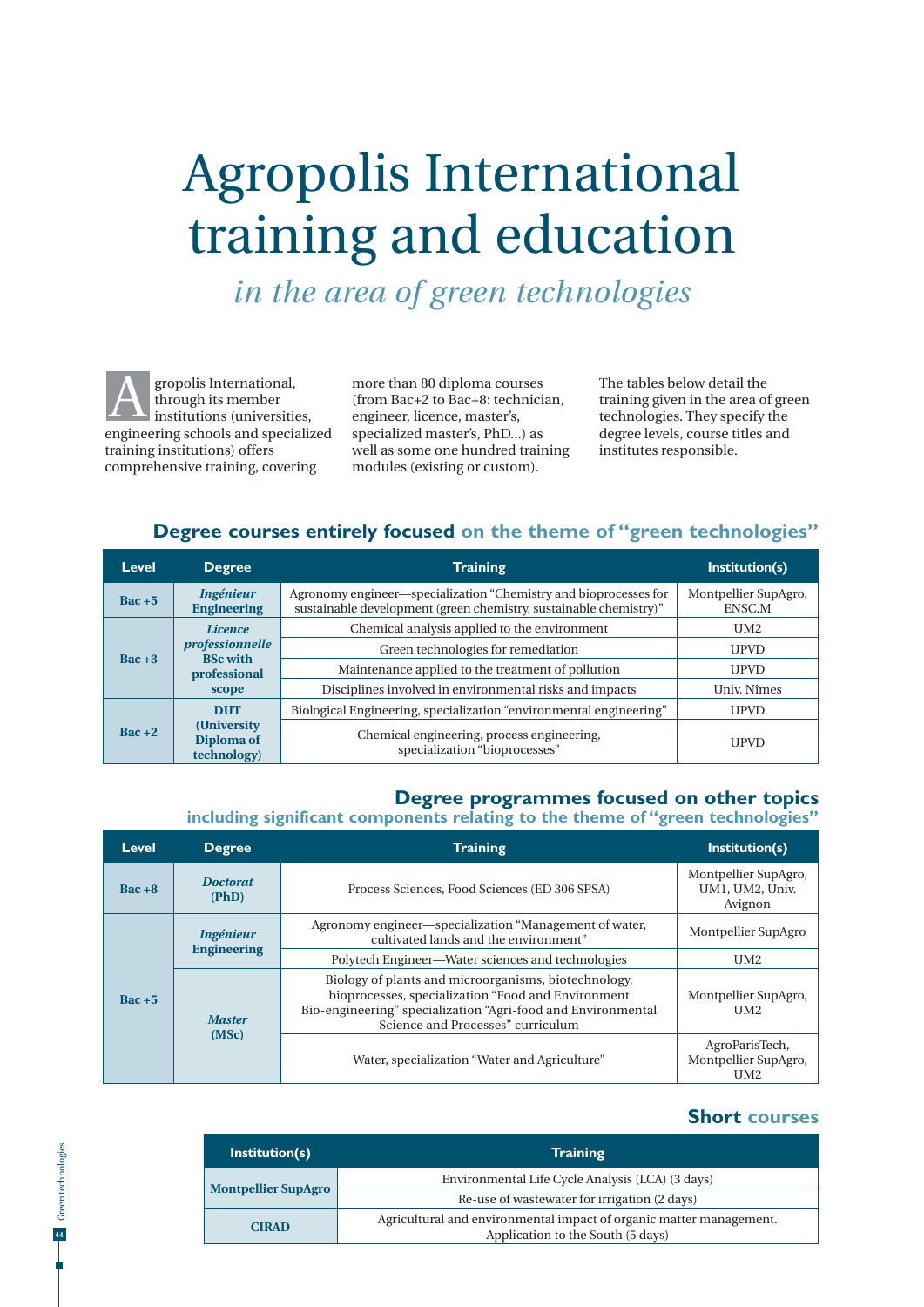# Agropolis International training and education

## *in the area of green technologies*

Agropolis International, through its member institutions (universities, engineering schools and specialized training institutions) offers comprehensive training, covering more than 80 diploma courses (from Bac+2 to Bac+8: technician, engineer, licence, master's, specialized master's, PhD...) as well as some one hundred training modules (existing or custom).

The tables below detail the training given in the area of green technologies. They specify the degree levels, course titles and institutes responsible.

### Degree courses entirely focused on the theme of "green technologies"

| Level | Degree | Training | Institution(s) |
|---|---|---|---|
| Bac +5 | ***Ingénieur*** **Engineering** | Agronomy engineer—specialization "Chemistry and bioprocesses for sustainable development (green chemistry, sustainable chemistry)" | Montpellier SupAgro, ENSC.M |
| Bac +3 | ***Licence professionnelle*** **BSc with professional scope** | Chemical analysis applied to the environment | UM2 |
| | | Green technologies for remediation | UPVD |
| | | Maintenance applied to the treatment of pollution | UPVD |
| | | Disciplines involved in environmental risks and impacts | Univ. Nîmes |
| Bac +2 | **DUT (University Diploma of technology)** | Biological Engineering, specialization "environmental engineering" | UPVD |
| | | Chemical engineering, process engineering, specialization "bioprocesses" | UPVD |

### Degree programmes focused on other topics including significant components relating to the theme of "green technologies"

| Level | Degree | Training | Institution(s) |
|---|---|---|---|
| Bac +8 | ***Doctorat*** **(PhD)** | Process Sciences, Food Sciences (ED 306 SPSA) | Montpellier SupAgro, UM1, UM2, Univ. Avignon |
| Bac +5 | ***Ingénieur*** **Engineering** | Agronomy engineer—specialization "Management of water, cultivated lands and the environment" | Montpellier SupAgro |
| | | Polytech Engineer—Water sciences and technologies | UM2 |
| | ***Master*** **(MSc)** | Biology of plants and microorganisms, biotechnology, bioprocesses, specialization "Food and Environment Bio-engineering" specialization "Agri-food and Environmental Science and Processes" curriculum | Montpellier SupAgro, UM2 |
| | | Water, specialization "Water and Agriculture" | AgroParisTech, Montpellier SupAgro, UM2 |

### Short courses

| Institution(s) | Training |
|---|---|
| **Montpellier SupAgro** | Environmental Life Cycle Analysis (LCA) (3 days) |
| | Re-use of wastewater for irrigation (2 days) |
| **CIRAD** | Agricultural and environmental impact of organic matter management. Application to the South (5 days) |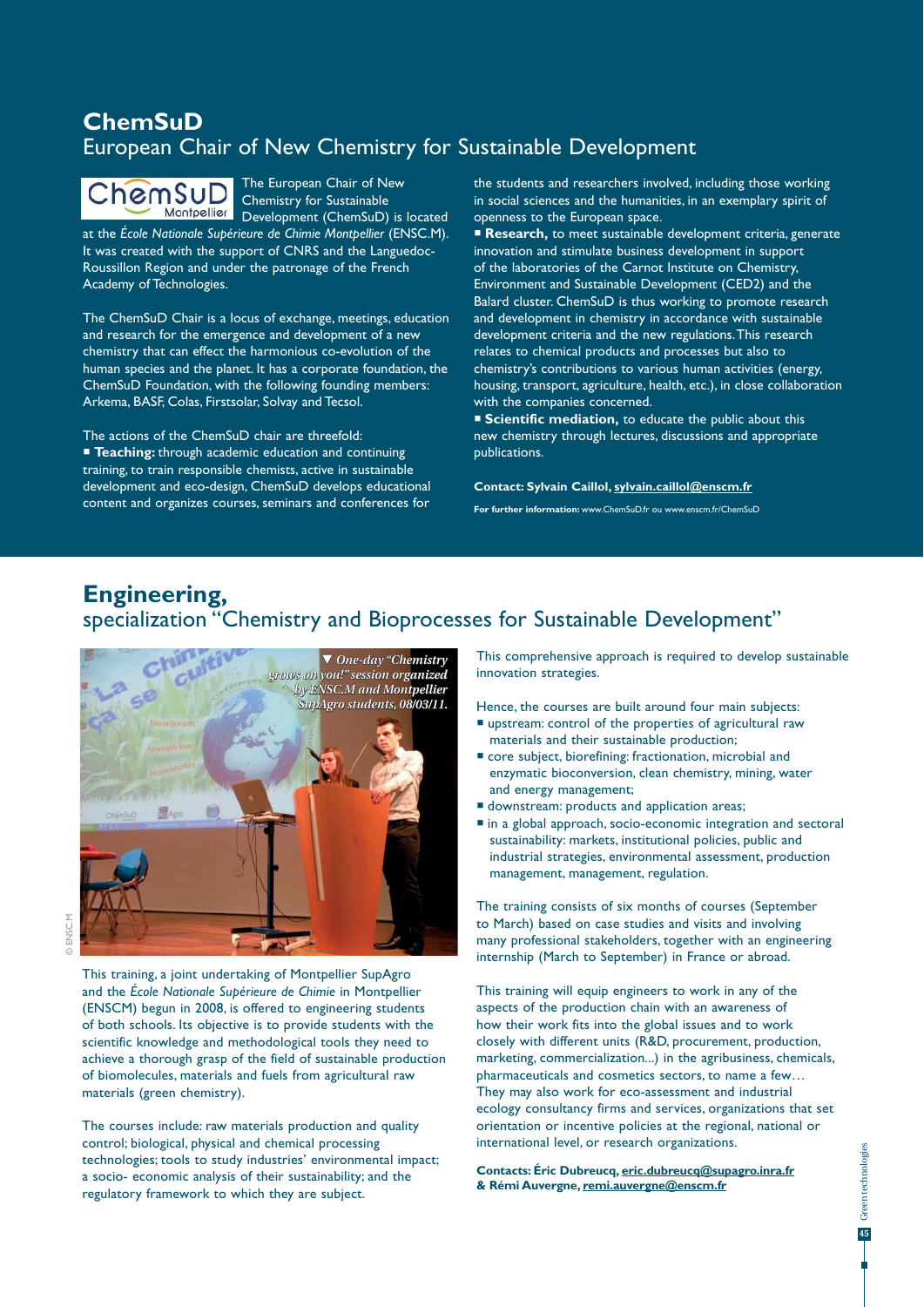## ChemSuD

### European Chair of New Chemistry for Sustainable Development

The European Chair of New Chemistry for Sustainable Development (ChemSuD) is located at the *École Nationale Supérieure de Chimie Montpellier* (ENSC.M). It was created with the support of CNRS and the Languedoc-Roussillon Region and under the patronage of the French Academy of Technologies.

The ChemSuD Chair is a locus of exchange, meetings, education and research for the emergence and development of a new chemistry that can effect the harmonious co-evolution of the human species and the planet. It has a corporate foundation, the ChemSuD Foundation, with the following founding members: Arkema, BASF, Colas, Firstsolar, Solvay and Tecsol.

The actions of the ChemSuD chair are threefold:

- **Teaching:** through academic education and continuing training, to train responsible chemists, active in sustainable development and eco-design, ChemSuD develops educational content and organizes courses, seminars and conferences for the students and researchers involved, including those working in social sciences and the humanities, in an exemplary spirit of openness to the European space.
- **Research,** to meet sustainable development criteria, generate innovation and stimulate business development in support of the laboratories of the Carnot Institute on Chemistry, Environment and Sustainable Development (CED2) and the Balard cluster. ChemSuD is thus working to promote research and development in chemistry in accordance with sustainable development criteria and the new regulations. This research relates to chemical products and processes but also to chemistry's contributions to various human activities (energy, housing, transport, agriculture, health, etc.), in close collaboration with the companies concerned.
- **Scientific mediation,** to educate the public about this new chemistry through lectures, discussions and appropriate publications.

**Contact: Sylvain Caillol, sylvain.caillol@enscm.fr**

**For further information:** www.ChemSuD.fr ou www.enscm.fr/ChemSuD

## Engineering,

### specialization "Chemistry and Bioprocesses for Sustainable Development"

▼ *One-day "Chemistry grows on you!" session organized by ENSC.M and Montpellier SupAgro students, 08/03/11.*

© ENSC M

This training, a joint undertaking of Montpellier SupAgro and the *École Nationale Supérieure de Chimie* in Montpellier (ENSCM) begun in 2008, is offered to engineering students of both schools. Its objective is to provide students with the scientific knowledge and methodological tools they need to achieve a thorough grasp of the field of sustainable production of biomolecules, materials and fuels from agricultural raw materials (green chemistry).

The courses include: raw materials production and quality control; biological, physical and chemical processing technologies; tools to study industries' environmental impact; a socio- economic analysis of their sustainability; and the regulatory framework to which they are subject.

This comprehensive approach is required to develop sustainable innovation strategies.

Hence, the courses are built around four main subjects:

- upstream: control of the properties of agricultural raw materials and their sustainable production;
- core subject, biorefining: fractionation, microbial and enzymatic bioconversion, clean chemistry, mining, water and energy management;
- downstream: products and application areas;
- in a global approach, socio-economic integration and sectoral sustainability: markets, institutional policies, public and industrial strategies, environmental assessment, production management, management, regulation.

The training consists of six months of courses (September to March) based on case studies and visits and involving many professional stakeholders, together with an engineering internship (March to September) in France or abroad.

This training will equip engineers to work in any of the aspects of the production chain with an awareness of how their work fits into the global issues and to work closely with different units (R&D, procurement, production, marketing, commercialization...) in the agribusiness, chemicals, pharmaceuticals and cosmetics sectors, to name a few… They may also work for eco-assessment and industrial ecology consultancy firms and services, organizations that set orientation or incentive policies at the regional, national or international level, or research organizations.

**Contacts: Éric Dubreucq, eric.dubreucq@supagro.inra.fr & Rémi Auvergne, remi.auvergne@enscm.fr**